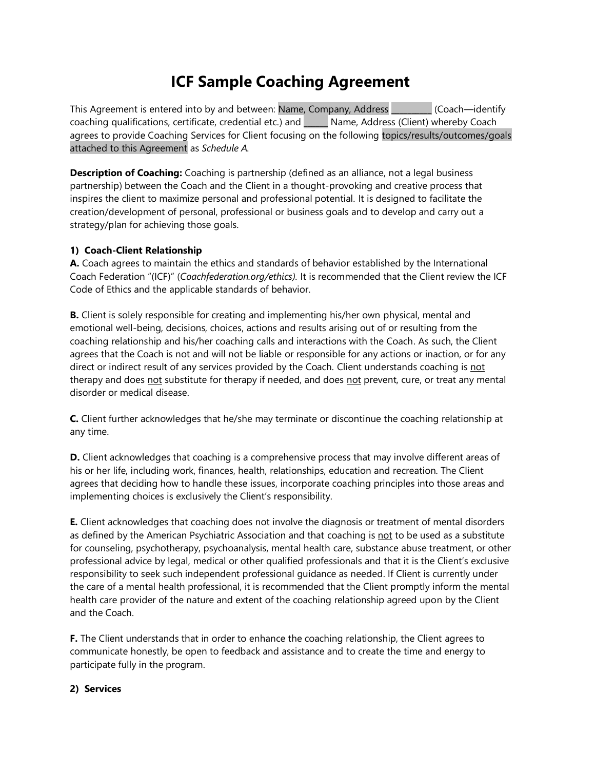# ICF Sample Coaching Agreement

This Agreement is entered into by and between: Name, Company, Address __________ (Coach—identify coaching qualifications, certificate, credential etc.) and ______ Name, Address (Client) whereby Coach agrees to provide Coaching Services for Client focusing on the following topics/results/outcomes/goals attached to this Agreement as *Schedule A*.

**Description of Coaching:** Coaching is partnership (defined as an alliance, not a legal business partnership) between the Coach and the Client in a thought-provoking and creative process that inspires the client to maximize personal and professional potential. It is designed to facilitate the creation/development of personal, professional or business goals and to develop and carry out a strategy/plan for achieving those goals.

**1) Coach-Client Relationship**

**A.** Coach agrees to maintain the ethics and standards of behavior established by the International Coach Federation "(ICF)" (*Coachfederation.org/ethics).* It is recommended that the Client review the ICF Code of Ethics and the applicable standards of behavior.

**B.** Client is solely responsible for creating and implementing his/her own physical, mental and emotional well-being, decisions, choices, actions and results arising out of or resulting from the coaching relationship and his/her coaching calls and interactions with the Coach. As such, the Client agrees that the Coach is not and will not be liable or responsible for any actions or inaction, or for any direct or indirect result of any services provided by the Coach. Client understands coaching is not therapy and does not substitute for therapy if needed, and does not prevent, cure, or treat any mental disorder or medical disease.

**C.** Client further acknowledges that he/she may terminate or discontinue the coaching relationship at any time.

**D.** Client acknowledges that coaching is a comprehensive process that may involve different areas of his or her life, including work, finances, health, relationships, education and recreation. The Client agrees that deciding how to handle these issues, incorporate coaching principles into those areas and implementing choices is exclusively the Client's responsibility.

**E.** Client acknowledges that coaching does not involve the diagnosis or treatment of mental disorders as defined by the American Psychiatric Association and that coaching is not to be used as a substitute for counseling, psychotherapy, psychoanalysis, mental health care, substance abuse treatment, or other professional advice by legal, medical or other qualified professionals and that it is the Client's exclusive responsibility to seek such independent professional guidance as needed. If Client is currently under the care of a mental health professional, it is recommended that the Client promptly inform the mental health care provider of the nature and extent of the coaching relationship agreed upon by the Client and the Coach.

**F.** The Client understands that in order to enhance the coaching relationship, the Client agrees to communicate honestly, be open to feedback and assistance and to create the time and energy to participate fully in the program.

**2) Services**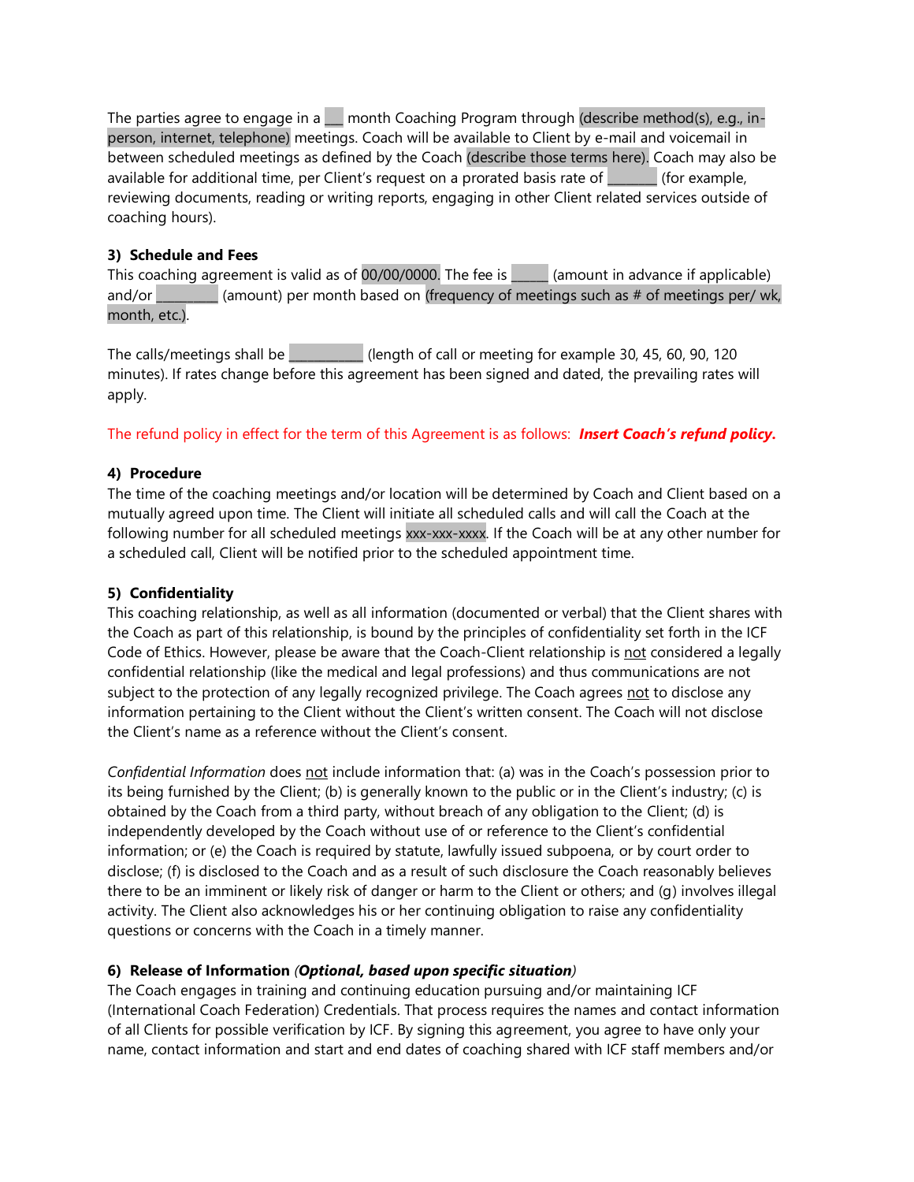The parties agree to engage in a ___ month Coaching Program through (describe method(s), e.g., in-person, internet, telephone) meetings. Coach will be available to Client by e-mail and voicemail in between scheduled meetings as defined by the Coach (describe those terms here). Coach may also be available for additional time, per Client's request on a prorated basis rate of ________ (for example, reviewing documents, reading or writing reports, engaging in other Client related services outside of coaching hours).

**3) Schedule and Fees**

This coaching agreement is valid as of 00/00/0000. The fee is ______ (amount in advance if applicable) and/or _________ (amount) per month based on (frequency of meetings such as # of meetings per/ wk, month, etc.).

The calls/meetings shall be ___________ (length of call or meeting for example 30, 45, 60, 90, 120 minutes). If rates change before this agreement has been signed and dated, the prevailing rates will apply.

The refund policy in effect for the term of this Agreement is as follows: ***Insert Coach's refund policy.***

**4) Procedure**

The time of the coaching meetings and/or location will be determined by Coach and Client based on a mutually agreed upon time. The Client will initiate all scheduled calls and will call the Coach at the following number for all scheduled meetings xxx-xxx-xxxx. If the Coach will be at any other number for a scheduled call, Client will be notified prior to the scheduled appointment time.

**5) Confidentiality**

This coaching relationship, as well as all information (documented or verbal) that the Client shares with the Coach as part of this relationship, is bound by the principles of confidentiality set forth in the ICF Code of Ethics. However, please be aware that the Coach-Client relationship is not considered a legally confidential relationship (like the medical and legal professions) and thus communications are not subject to the protection of any legally recognized privilege. The Coach agrees not to disclose any information pertaining to the Client without the Client's written consent. The Coach will not disclose the Client's name as a reference without the Client's consent.

*Confidential Information* does not include information that: (a) was in the Coach's possession prior to its being furnished by the Client; (b) is generally known to the public or in the Client's industry; (c) is obtained by the Coach from a third party, without breach of any obligation to the Client; (d) is independently developed by the Coach without use of or reference to the Client's confidential information; or (e) the Coach is required by statute, lawfully issued subpoena, or by court order to disclose; (f) is disclosed to the Coach and as a result of such disclosure the Coach reasonably believes there to be an imminent or likely risk of danger or harm to the Client or others; and (g) involves illegal activity. The Client also acknowledges his or her continuing obligation to raise any confidentiality questions or concerns with the Coach in a timely manner.

**6) Release of Information** ***(Optional, based upon specific situation)***

The Coach engages in training and continuing education pursuing and/or maintaining ICF (International Coach Federation) Credentials. That process requires the names and contact information of all Clients for possible verification by ICF. By signing this agreement, you agree to have only your name, contact information and start and end dates of coaching shared with ICF staff members and/or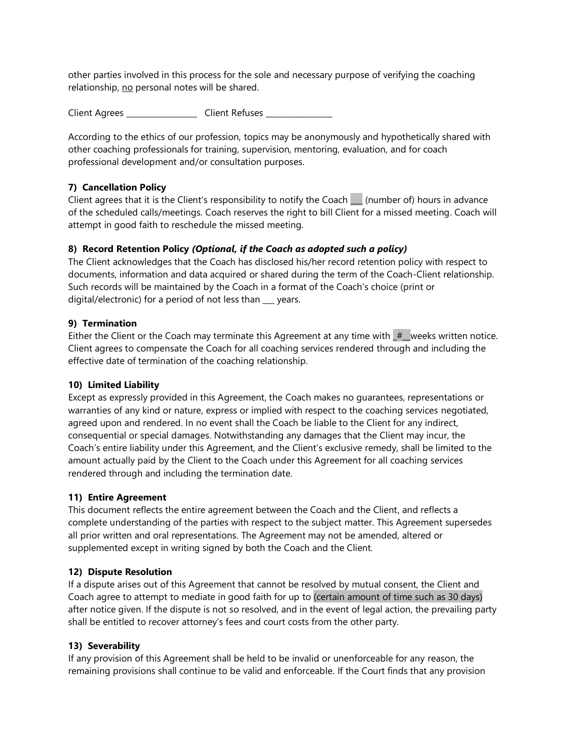other parties involved in this process for the sole and necessary purpose of verifying the coaching relationship, <u>no</u> personal notes will be shared.

Client Agrees _________________ Client Refuses ________________

According to the ethics of our profession, topics may be anonymously and hypothetically shared with other coaching professionals for training, supervision, mentoring, evaluation, and for coach professional development and/or consultation purposes.

**7) Cancellation Policy**

Client agrees that it is the Client's responsibility to notify the Coach ___ (number of) hours in advance of the scheduled calls/meetings. Coach reserves the right to bill Client for a missed meeting. Coach will attempt in good faith to reschedule the missed meeting.

**8) Record Retention Policy *(Optional, if the Coach as adopted such a policy)***

The Client acknowledges that the Coach has disclosed his/her record retention policy with respect to documents, information and data acquired or shared during the term of the Coach-Client relationship. Such records will be maintained by the Coach in a format of the Coach's choice (print or digital/electronic) for a period of not less than ___ years.

**9) Termination**

Either the Client or the Coach may terminate this Agreement at any time with _#__weeks written notice. Client agrees to compensate the Coach for all coaching services rendered through and including the effective date of termination of the coaching relationship.

**10) Limited Liability**

Except as expressly provided in this Agreement, the Coach makes no guarantees, representations or warranties of any kind or nature, express or implied with respect to the coaching services negotiated, agreed upon and rendered. In no event shall the Coach be liable to the Client for any indirect, consequential or special damages. Notwithstanding any damages that the Client may incur, the Coach's entire liability under this Agreement, and the Client's exclusive remedy, shall be limited to the amount actually paid by the Client to the Coach under this Agreement for all coaching services rendered through and including the termination date.

**11) Entire Agreement**

This document reflects the entire agreement between the Coach and the Client, and reflects a complete understanding of the parties with respect to the subject matter. This Agreement supersedes all prior written and oral representations. The Agreement may not be amended, altered or supplemented except in writing signed by both the Coach and the Client.

**12) Dispute Resolution**

If a dispute arises out of this Agreement that cannot be resolved by mutual consent, the Client and Coach agree to attempt to mediate in good faith for up to (certain amount of time such as 30 days) after notice given. If the dispute is not so resolved, and in the event of legal action, the prevailing party shall be entitled to recover attorney's fees and court costs from the other party.

**13) Severability**

If any provision of this Agreement shall be held to be invalid or unenforceable for any reason, the remaining provisions shall continue to be valid and enforceable. If the Court finds that any provision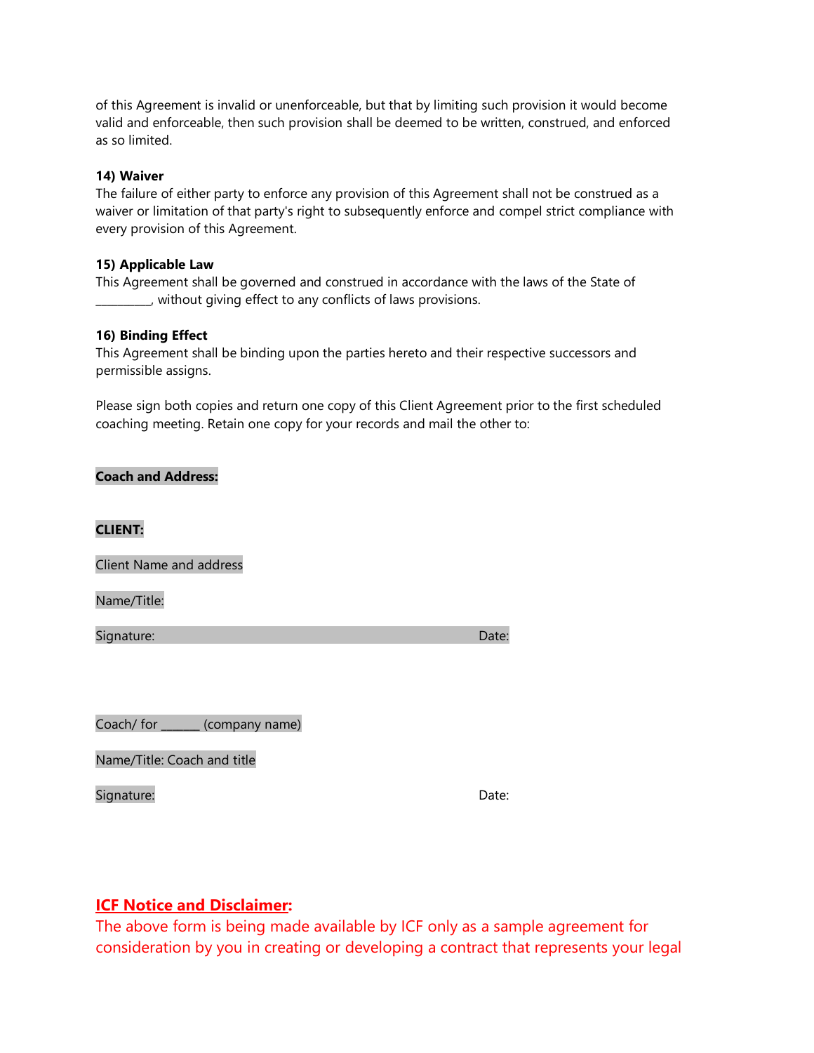of this Agreement is invalid or unenforceable, but that by limiting such provision it would become valid and enforceable, then such provision shall be deemed to be written, construed, and enforced as so limited.

**14) Waiver**
The failure of either party to enforce any provision of this Agreement shall not be construed as a waiver or limitation of that party's right to subsequently enforce and compel strict compliance with every provision of this Agreement.

**15) Applicable Law**
This Agreement shall be governed and construed in accordance with the laws of the State of __________, without giving effect to any conflicts of laws provisions.

**16) Binding Effect**
This Agreement shall be binding upon the parties hereto and their respective successors and permissible assigns.

Please sign both copies and return one copy of this Client Agreement prior to the first scheduled coaching meeting. Retain one copy for your records and mail the other to:

**Coach and Address:**

**CLIENT:**

Client Name and address

Name/Title:

Signature: Date:

Coach/ for _______ (company name)

Name/Title: Coach and title

Signature: Date:

**ICF Notice and Disclaimer:**
The above form is being made available by ICF only as a sample agreement for consideration by you in creating or developing a contract that represents your legal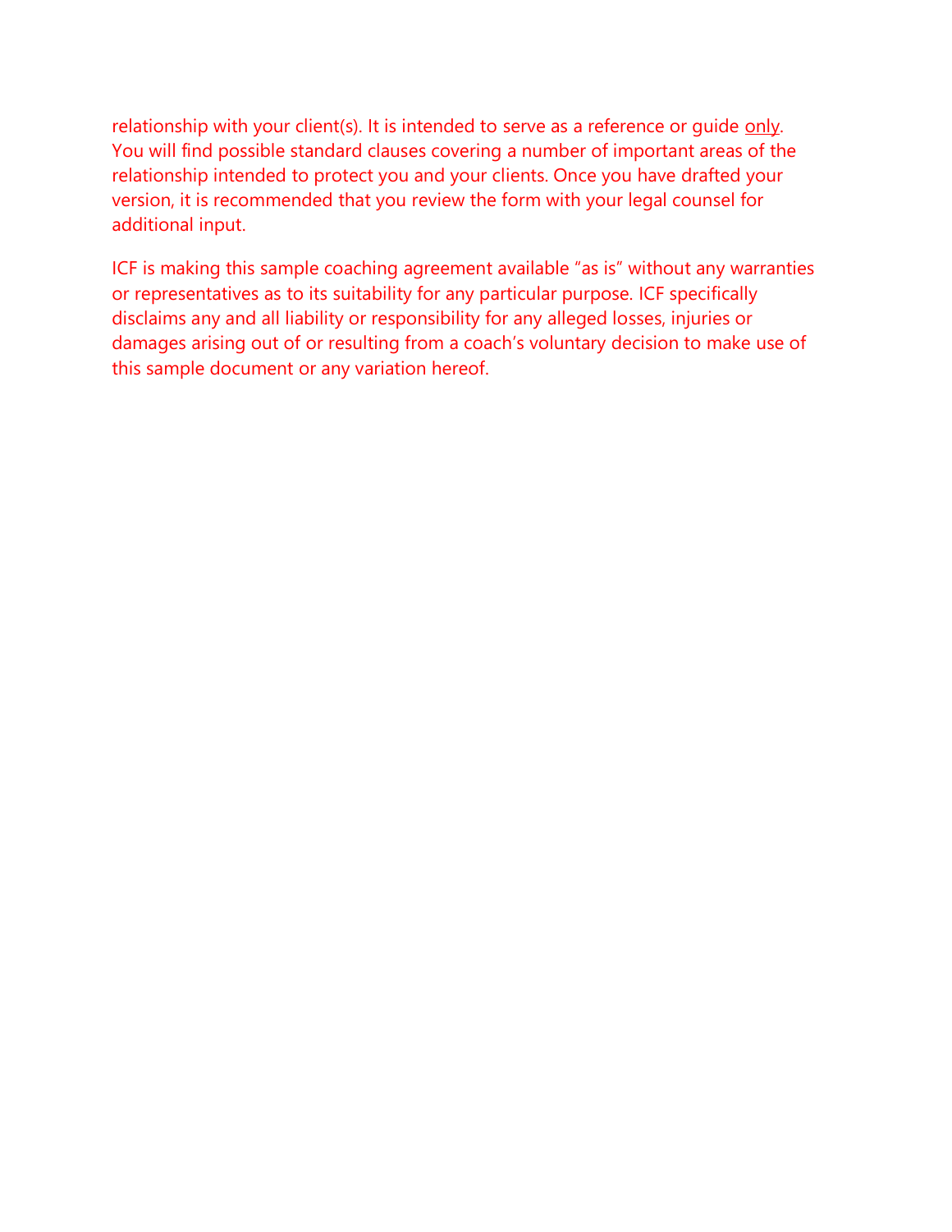relationship with your client(s). It is intended to serve as a reference or guide <u>only</u>. You will find possible standard clauses covering a number of important areas of the relationship intended to protect you and your clients. Once you have drafted your version, it is recommended that you review the form with your legal counsel for additional input.

ICF is making this sample coaching agreement available "as is" without any warranties or representatives as to its suitability for any particular purpose. ICF specifically disclaims any and all liability or responsibility for any alleged losses, injuries or damages arising out of or resulting from a coach's voluntary decision to make use of this sample document or any variation hereof.